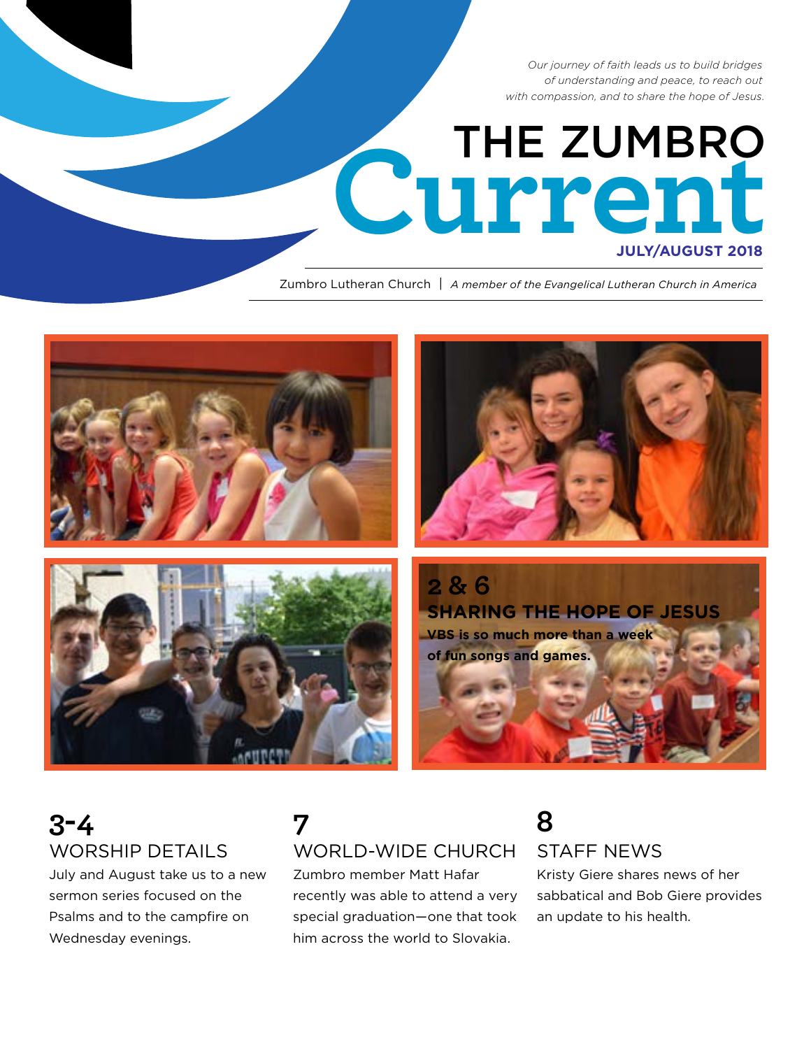*Our journey of faith leads us to build bridges of understanding and peace, to reach out with compassion, and to share the hope of Jesus.*

# THE ZUMBRO Current

**JULY/AUGUST 2018**

Zumbro Lutheran Church | *A member of the Evangelical Lutheran Church in America*

## 2 & 6
## SHARING THE HOPE OF JESUS

**VBS is so much more than a week of fun songs and games.**

## 3-4
### WORSHIP DETAILS

July and August take us to a new sermon series focused on the Psalms and to the campfire on Wednesday evenings.

## 7
### WORLD-WIDE CHURCH

Zumbro member Matt Hafar recently was able to attend a very special graduation—one that took him across the world to Slovakia.

## 8
### STAFF NEWS

Kristy Giere shares news of her sabbatical and Bob Giere provides an update to his health.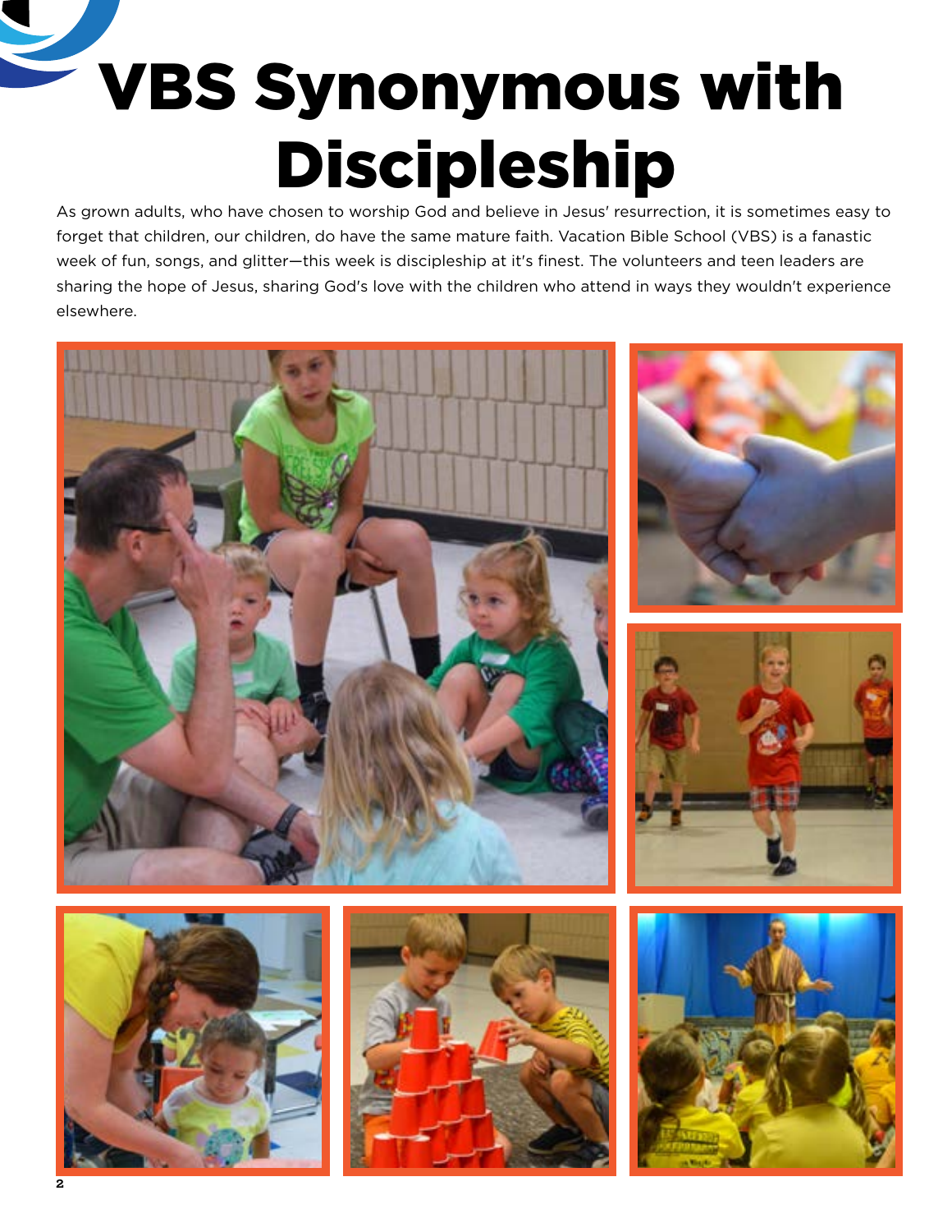# VBS Synonymous with Discipleship

As grown adults, who have chosen to worship God and believe in Jesus' resurrection, it is sometimes easy to forget that children, our children, do have the same mature faith. Vacation Bible School (VBS) is a fanastic week of fun, songs, and glitter—this week is discipleship at it's finest. The volunteers and teen leaders are sharing the hope of Jesus, sharing God's love with the children who attend in ways they wouldn't experience elsewhere.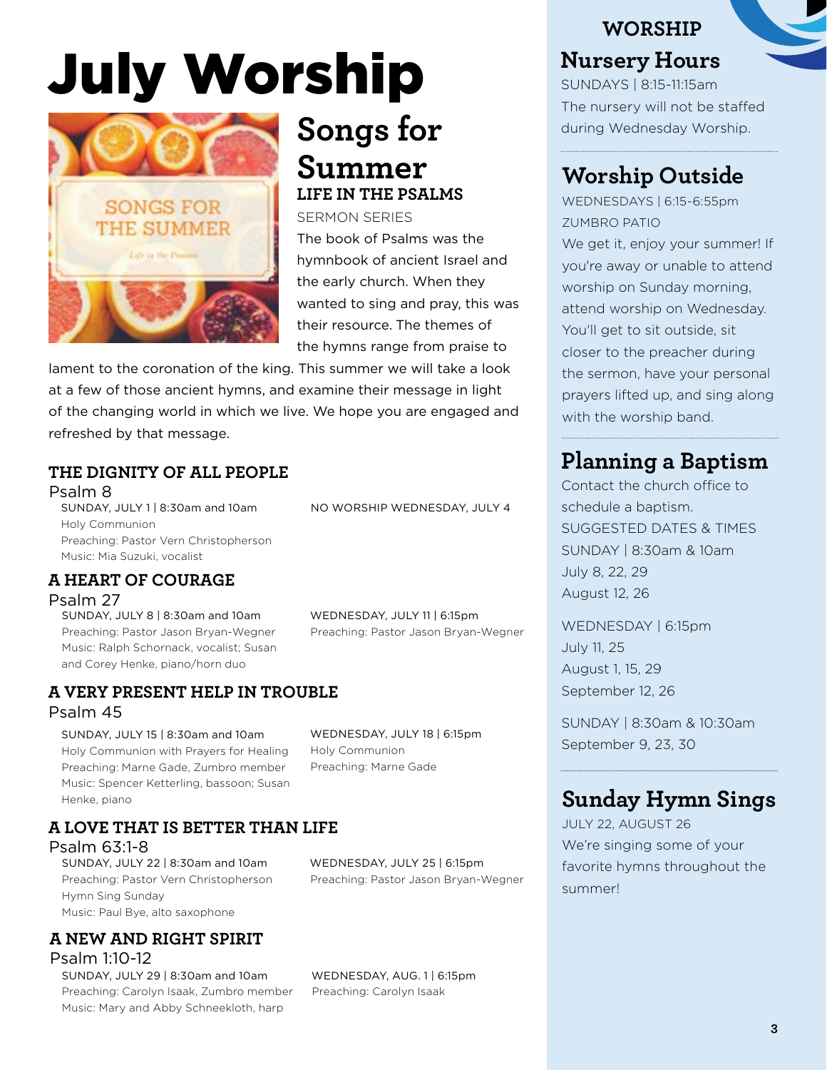# July Worship

## Songs for Summer

### LIFE IN THE PSALMS

SERMON SERIES

The book of Psalms was the hymnbook of ancient Israel and the early church. When they wanted to sing and pray, this was their resource. The themes of the hymns range from praise to lament to the coronation of the king. This summer we will take a look at a few of those ancient hymns, and examine their message in light of the changing world in which we live. We hope you are engaged and refreshed by that message.

### THE DIGNITY OF ALL PEOPLE

Psalm 8

SUNDAY, JULY 1 | 8:30am and 10am
Holy Communion
Preaching: Pastor Vern Christopherson
Music: Mia Suzuki, vocalist

NO WORSHIP WEDNESDAY, JULY 4

### A HEART OF COURAGE

Psalm 27

SUNDAY, JULY 8 | 8:30am and 10am
Preaching: Pastor Jason Bryan-Wegner
Music: Ralph Schornack, vocalist; Susan and Corey Henke, piano/horn duo

WEDNESDAY, JULY 11 | 6:15pm
Preaching: Pastor Jason Bryan-Wegner

### A VERY PRESENT HELP IN TROUBLE

Psalm 45

SUNDAY, JULY 15 | 8:30am and 10am
Holy Communion with Prayers for Healing
Preaching: Marne Gade, Zumbro member
Music: Spencer Ketterling, bassoon; Susan Henke, piano

WEDNESDAY, JULY 18 | 6:15pm
Holy Communion
Preaching: Marne Gade

### A LOVE THAT IS BETTER THAN LIFE

Psalm 63:1-8

SUNDAY, JULY 22 | 8:30am and 10am
Preaching: Pastor Vern Christopherson
Hymn Sing Sunday
Music: Paul Bye, alto saxophone

WEDNESDAY, JULY 25 | 6:15pm
Preaching: Pastor Jason Bryan-Wegner

### A NEW AND RIGHT SPIRIT

Psalm 1:10-12

SUNDAY, JULY 29 | 8:30am and 10am
Preaching: Carolyn Isaak, Zumbro member
Music: Mary and Abby Schneekloth, harp

WEDNESDAY, AUG. 1 | 6:15pm
Preaching: Carolyn Isaak

---

WORSHIP

## Nursery Hours

SUNDAYS | 8:15-11:15am

The nursery will not be staffed during Wednesday Worship.

## Worship Outside

WEDNESDAYS | 6:15-6:55pm
ZUMBRO PATIO

We get it, enjoy your summer! If you're away or unable to attend worship on Sunday morning, attend worship on Wednesday. You'll get to sit outside, sit closer to the preacher during the sermon, have your personal prayers lifted up, and sing along with the worship band.

## Planning a Baptism

Contact the church office to schedule a baptism.

SUGGESTED DATES & TIMES

SUNDAY | 8:30am & 10am
July 8, 22, 29
August 12, 26

WEDNESDAY | 6:15pm
July 11, 25
August 1, 15, 29
September 12, 26

SUNDAY | 8:30am & 10:30am
September 9, 23, 30

## Sunday Hymn Sings

JULY 22, AUGUST 26

We're singing some of your favorite hymns throughout the summer!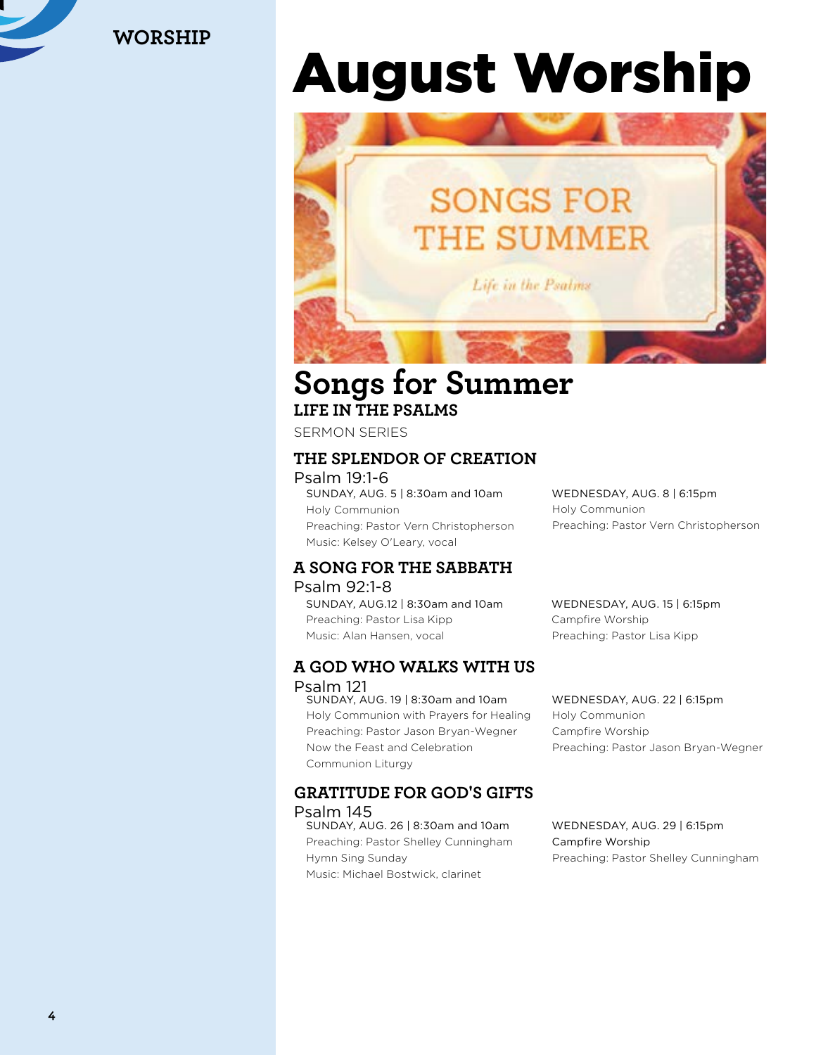# August Worship

## Songs for Summer

### LIFE IN THE PSALMS

SERMON SERIES

### THE SPLENDOR OF CREATION

Psalm 19:1-6

SUNDAY, AUG. 5 | 8:30am and 10am
Holy Communion
Preaching: Pastor Vern Christopherson
Music: Kelsey O'Leary, vocal

WEDNESDAY, AUG. 8 | 6:15pm
Holy Communion
Preaching: Pastor Vern Christopherson

### A SONG FOR THE SABBATH

Psalm 92:1-8

SUNDAY, AUG.12 | 8:30am and 10am
Preaching: Pastor Lisa Kipp
Music: Alan Hansen, vocal

WEDNESDAY, AUG. 15 | 6:15pm
Campfire Worship
Preaching: Pastor Lisa Kipp

### A GOD WHO WALKS WITH US

Psalm 121

SUNDAY, AUG. 19 | 8:30am and 10am
Holy Communion with Prayers for Healing
Preaching: Pastor Jason Bryan-Wegner
Now the Feast and Celebration
Communion Liturgy

WEDNESDAY, AUG. 22 | 6:15pm
Holy Communion
Campfire Worship
Preaching: Pastor Jason Bryan-Wegner

### GRATITUDE FOR GOD'S GIFTS

Psalm 145

SUNDAY, AUG. 26 | 8:30am and 10am
Preaching: Pastor Shelley Cunningham
Hymn Sing Sunday
Music: Michael Bostwick, clarinet

WEDNESDAY, AUG. 29 | 6:15pm
Campfire Worship
Preaching: Pastor Shelley Cunningham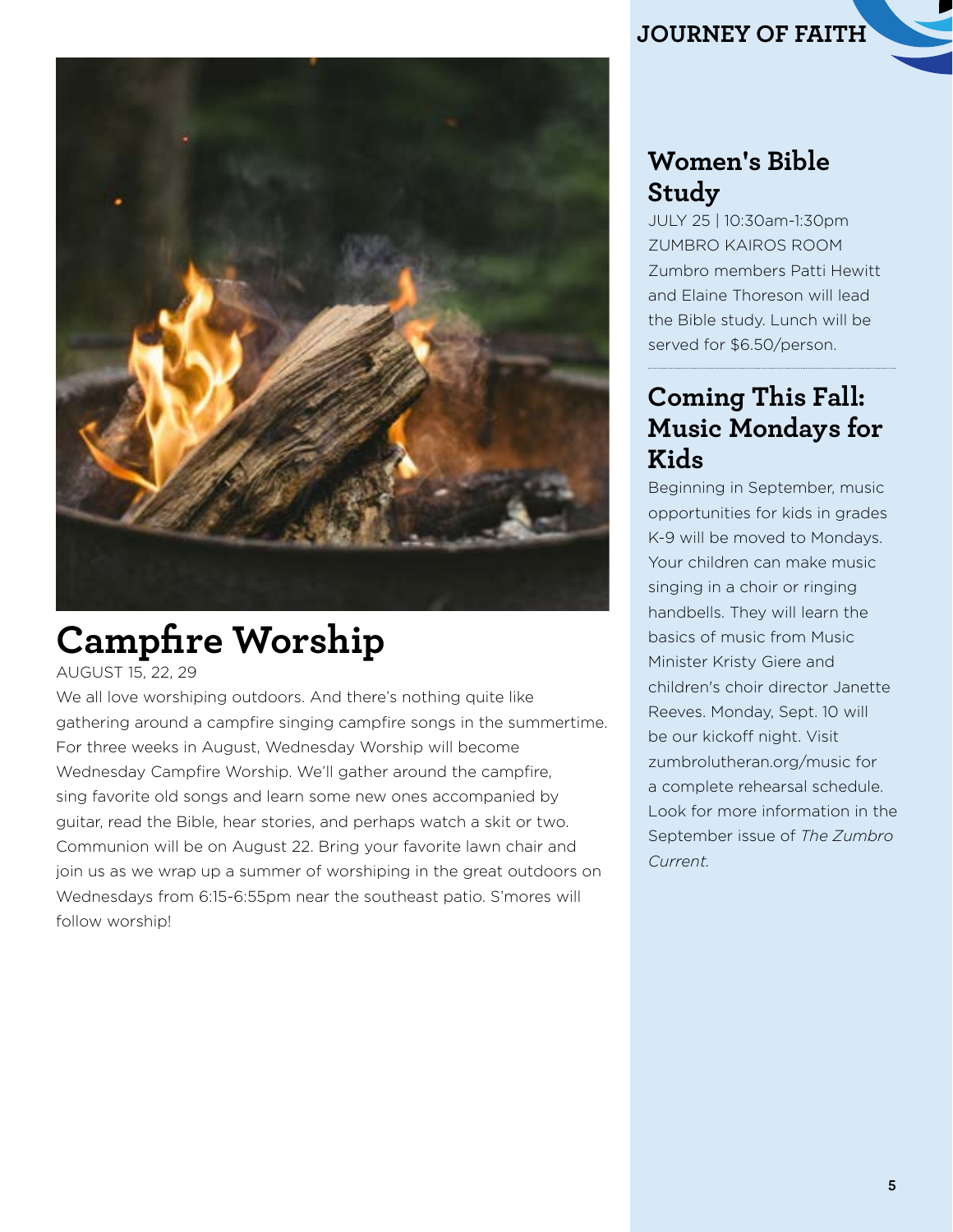# Campfire Worship

AUGUST 15, 22, 29

We all love worshiping outdoors. And there's nothing quite like gathering around a campfire singing campfire songs in the summertime. For three weeks in August, Wednesday Worship will become Wednesday Campfire Worship. We'll gather around the campfire, sing favorite old songs and learn some new ones accompanied by guitar, read the Bible, hear stories, and perhaps watch a skit or two. Communion will be on August 22. Bring your favorite lawn chair and join us as we wrap up a summer of worshiping in the great outdoors on Wednesdays from 6:15-6:55pm near the southeast patio. S'mores will follow worship!

## Women's Bible Study

JULY 25 | 10:30am-1:30pm
ZUMBRO KAIROS ROOM

Zumbro members Patti Hewitt and Elaine Thoreson will lead the Bible study. Lunch will be served for $6.50/person.

## Coming This Fall: Music Mondays for Kids

Beginning in September, music opportunities for kids in grades K-9 will be moved to Mondays. Your children can make music singing in a choir or ringing handbells. They will learn the basics of music from Music Minister Kristy Giere and children's choir director Janette Reeves. Monday, Sept. 10 will be our kickoff night. Visit zumbrolutheran.org/music for a complete rehearsal schedule. Look for more information in the September issue of *The Zumbro Current.*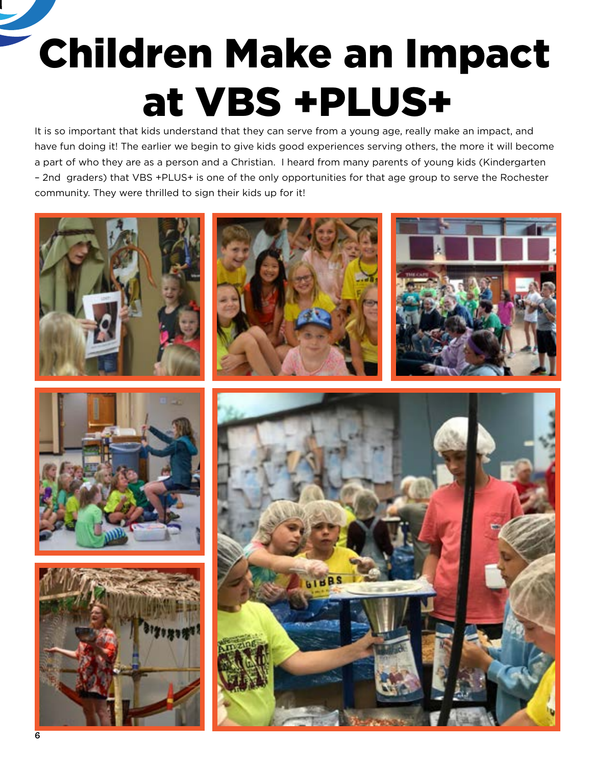# Children Make an Impact at VBS +PLUS+

It is so important that kids understand that they can serve from a young age, really make an impact, and have fun doing it! The earlier we begin to give kids good experiences serving others, the more it will become a part of who they are as a person and a Christian. I heard from many parents of young kids (Kindergarten – 2nd graders) that VBS +PLUS+ is one of the only opportunities for that age group to serve the Rochester community. They were thrilled to sign their kids up for it!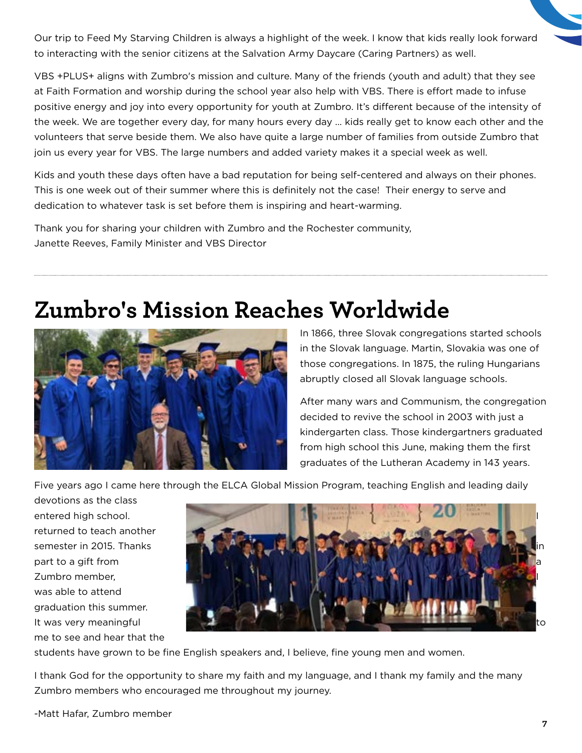Our trip to Feed My Starving Children is always a highlight of the week. I know that kids really look forward to interacting with the senior citizens at the Salvation Army Daycare (Caring Partners) as well.

VBS +PLUS+ aligns with Zumbro's mission and culture. Many of the friends (youth and adult) that they see at Faith Formation and worship during the school year also help with VBS. There is effort made to infuse positive energy and joy into every opportunity for youth at Zumbro. It's different because of the intensity of the week. We are together every day, for many hours every day … kids really get to know each other and the volunteers that serve beside them. We also have quite a large number of families from outside Zumbro that join us every year for VBS. The large numbers and added variety makes it a special week as well.

Kids and youth these days often have a bad reputation for being self-centered and always on their phones. This is one week out of their summer where this is definitely not the case! Their energy to serve and dedication to whatever task is set before them is inspiring and heart-warming.

Thank you for sharing your children with Zumbro and the Rochester community,
Janette Reeves, Family Minister and VBS Director

---

# Zumbro's Mission Reaches Worldwide

In 1866, three Slovak congregations started schools in the Slovak language. Martin, Slovakia was one of those congregations. In 1875, the ruling Hungarians abruptly closed all Slovak language schools.

After many wars and Communism, the congregation decided to revive the school in 2003 with just a kindergarten class. Those kindergartners graduated from high school this June, making them the first graduates of the Lutheran Academy in 143 years.

Five years ago I came here through the ELCA Global Mission Program, teaching English and leading daily devotions as the class entered high school. I returned to teach another semester in 2015. Thanks in part to a gift from a Zumbro member, I was able to attend graduation this summer. It was very meaningful to me to see and hear that the students have grown to be fine English speakers and, I believe, fine young men and women.

I thank God for the opportunity to share my faith and my language, and I thank my family and the many Zumbro members who encouraged me throughout my journey.

-Matt Hafar, Zumbro member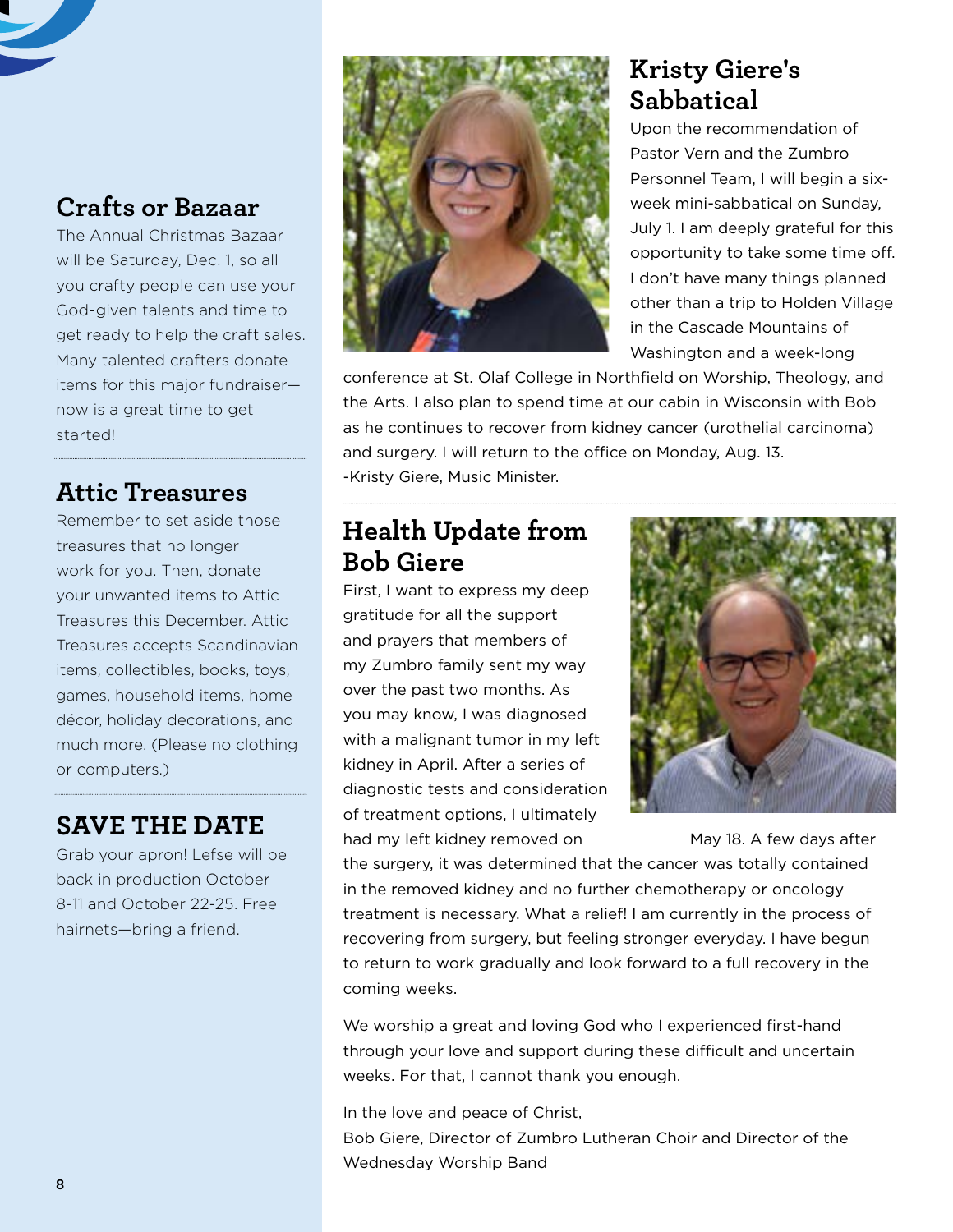## Crafts or Bazaar

The Annual Christmas Bazaar will be Saturday, Dec. 1, so all you crafty people can use your God-given talents and time to get ready to help the craft sales. Many talented crafters donate items for this major fundraiser—now is a great time to get started!

## Attic Treasures

Remember to set aside those treasures that no longer work for you. Then, donate your unwanted items to Attic Treasures this December. Attic Treasures accepts Scandinavian items, collectibles, books, toys, games, household items, home décor, holiday decorations, and much more. (Please no clothing or computers.)

## SAVE THE DATE

Grab your apron! Lefse will be back in production October 8-11 and October 22-25. Free hairnets—bring a friend.

## Kristy Giere's Sabbatical

Upon the recommendation of Pastor Vern and the Zumbro Personnel Team, I will begin a six-week mini-sabbatical on Sunday, July 1. I am deeply grateful for this opportunity to take some time off. I don't have many things planned other than a trip to Holden Village in the Cascade Mountains of Washington and a week-long conference at St. Olaf College in Northfield on Worship, Theology, and the Arts. I also plan to spend time at our cabin in Wisconsin with Bob as he continues to recover from kidney cancer (urothelial carcinoma) and surgery. I will return to the office on Monday, Aug. 13.
-Kristy Giere, Music Minister.

## Health Update from Bob Giere

First, I want to express my deep gratitude for all the support and prayers that members of my Zumbro family sent my way over the past two months. As you may know, I was diagnosed with a malignant tumor in my left kidney in April. After a series of diagnostic tests and consideration of treatment options, I ultimately had my left kidney removed on May 18. A few days after the surgery, it was determined that the cancer was totally contained in the removed kidney and no further chemotherapy or oncology treatment is necessary. What a relief! I am currently in the process of recovering from surgery, but feeling stronger everyday. I have begun to return to work gradually and look forward to a full recovery in the coming weeks.

We worship a great and loving God who I experienced first-hand through your love and support during these difficult and uncertain weeks. For that, I cannot thank you enough.

In the love and peace of Christ,
Bob Giere, Director of Zumbro Lutheran Choir and Director of the Wednesday Worship Band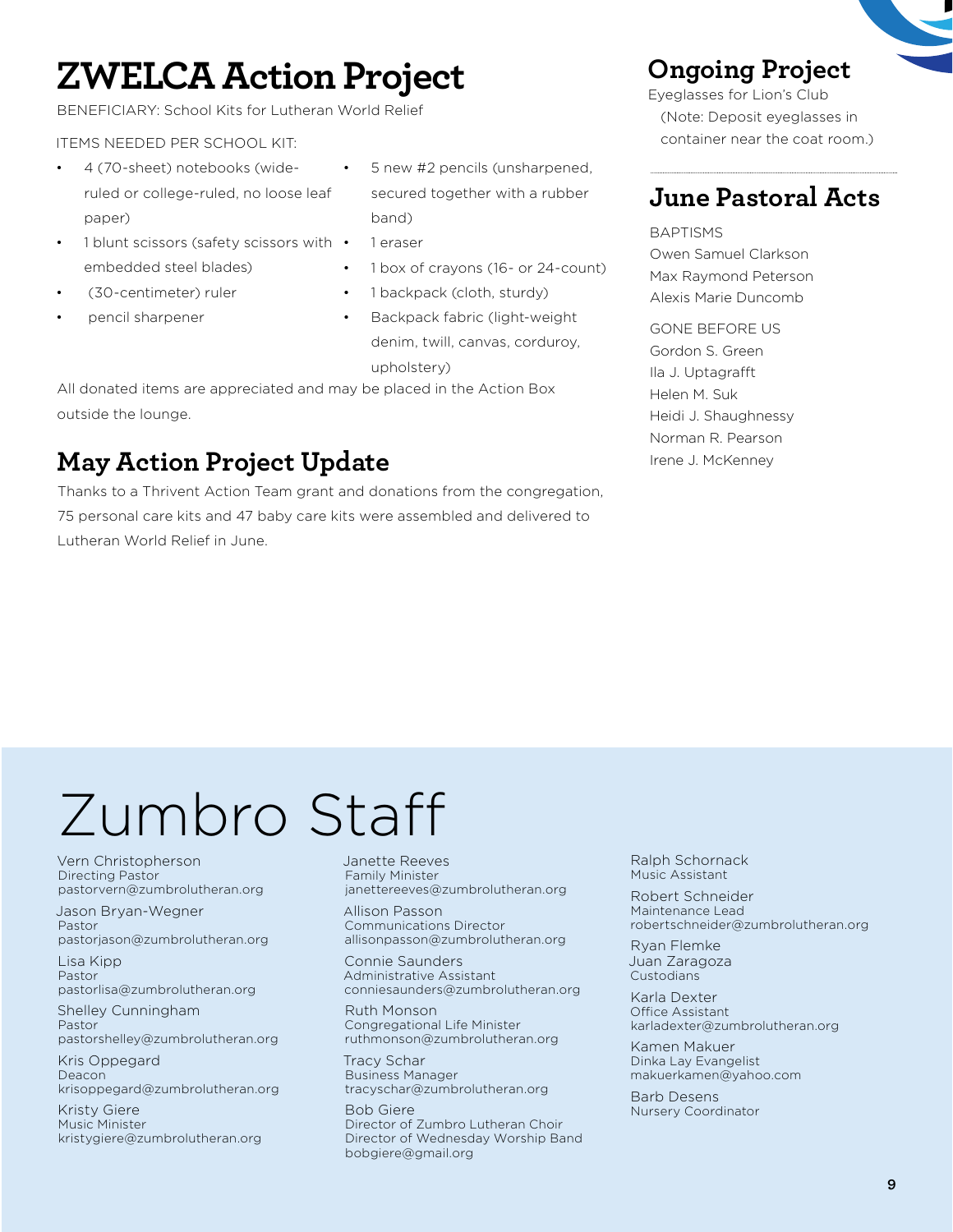# ZWELCA Action Project

BENEFICIARY: School Kits for Lutheran World Relief

ITEMS NEEDED PER SCHOOL KIT:

- 4 (70-sheet) notebooks (wide-ruled or college-ruled, no loose leaf paper)
- 1 blunt scissors (safety scissors with embedded steel blades)
- (30-centimeter) ruler
- pencil sharpener
- 5 new #2 pencils (unsharpened, secured together with a rubber band)
- 1 eraser
- 1 box of crayons (16- or 24-count)
- 1 backpack (cloth, sturdy)
- Backpack fabric (light-weight denim, twill, canvas, corduroy, upholstery)

All donated items are appreciated and may be placed in the Action Box outside the lounge.

## May Action Project Update

Thanks to a Thrivent Action Team grant and donations from the congregation, 75 personal care kits and 47 baby care kits were assembled and delivered to Lutheran World Relief in June.

## Ongoing Project

Eyeglasses for Lion's Club
(Note: Deposit eyeglasses in container near the coat room.)

## June Pastoral Acts

BAPTISMS
Owen Samuel Clarkson
Max Raymond Peterson
Alexis Marie Duncomb

GONE BEFORE US
Gordon S. Green
Ila J. Uptagrafft
Helen M. Suk
Heidi J. Shaughnessy
Norman R. Pearson
Irene J. McKenney

# Zumbro Staff

Vern Christopherson
Directing Pastor
pastorvern@zumbrolutheran.org

Jason Bryan-Wegner
Pastor
pastorjason@zumbrolutheran.org

Lisa Kipp
Pastor
pastorlisa@zumbrolutheran.org

Shelley Cunningham
Pastor
pastorshelley@zumbrolutheran.org

Kris Oppegard
Deacon
krisoppegard@zumbrolutheran.org

Kristy Giere
Music Minister
kristygiere@zumbrolutheran.org

Janette Reeves
Family Minister
janettereeves@zumbrolutheran.org

Allison Passon
Communications Director
allisonpasson@zumbrolutheran.org

Connie Saunders
Administrative Assistant
conniesaunders@zumbrolutheran.org

Ruth Monson
Congregational Life Minister
ruthmonson@zumbrolutheran.org

Tracy Schar
Business Manager
tracyschar@zumbrolutheran.org

Bob Giere
Director of Zumbro Lutheran Choir
Director of Wednesday Worship Band
bobgiere@gmail.org

Ralph Schornack
Music Assistant

Robert Schneider
Maintenance Lead
robertschneider@zumbrolutheran.org

Ryan Flemke
Juan Zaragoza
Custodians

Karla Dexter
Office Assistant
karladexter@zumbrolutheran.org

Kamen Makuer
Dinka Lay Evangelist
makuerkamen@yahoo.com

Barb Desens
Nursery Coordinator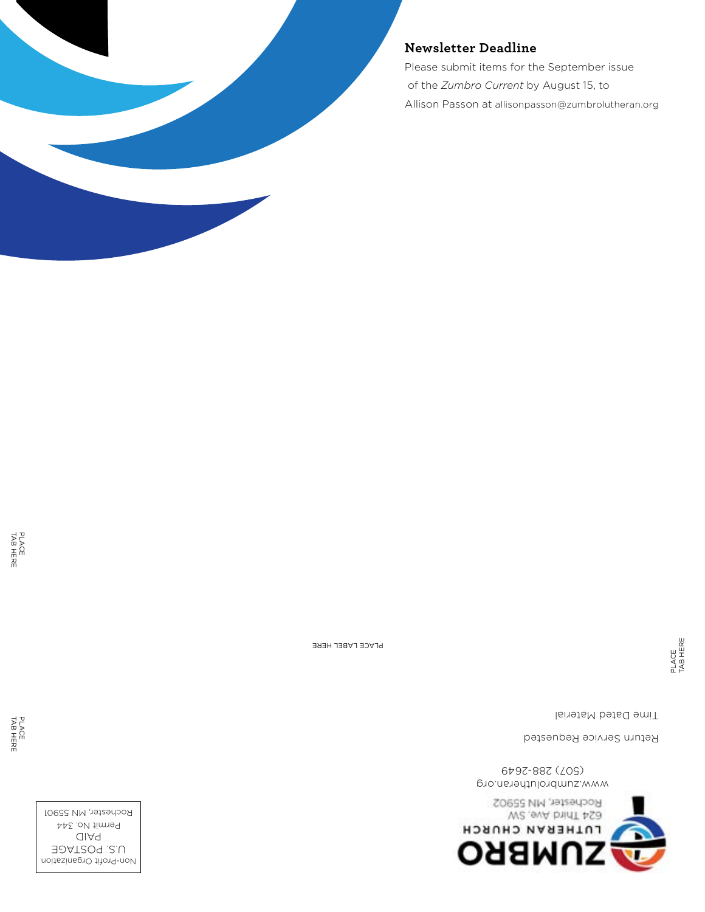### Newsletter Deadline

Please submit items for the September issue of the *Zumbro Current* by August 15, to Allison Passon at allisonpasson@zumbrolutheran.org

PLACE TAB HERE

PLACE LABEL HERE

PLACE TAB HERE

Time Dated Material

Return Service Requested

PLACE TAB HERE

ZUMBRO LUTHERAN CHURCH
624 Third Ave. SW
Rochester, MN 55902
www.zumbrolutheran.org
(507) 288-2649

Non-Profit Organization
U.S. POSTAGE
PAID
Permit No. 344
Rochester, MN 55901